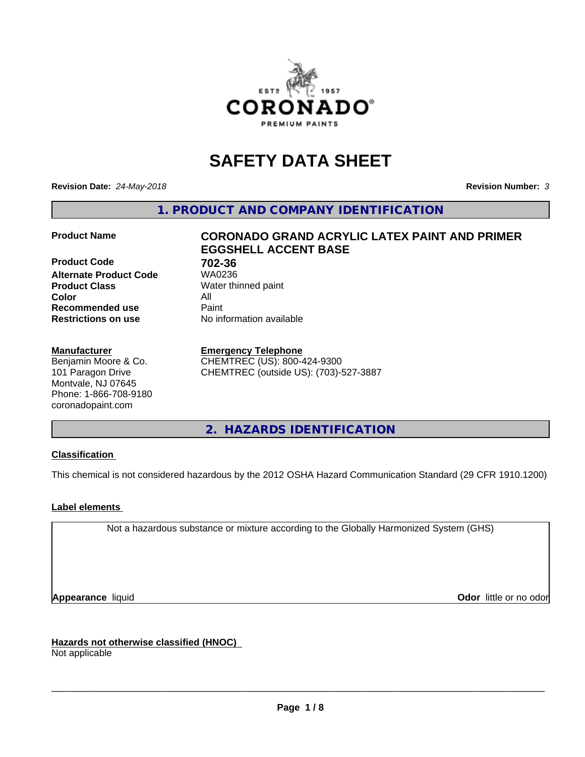# SAFETY DATA SHEET

**Revision Date:** *24-May-2018* **Revision Number:** *3*

## 1. PRODUCT AND COMPANY IDENTIFICATION

| | |
|---|---|
| **Product Name** | **CORONADO GRAND ACRYLIC LATEX PAINT AND PRIMER EGGSHELL ACCENT BASE** |
| **Product Code** | **702-36** |
| **Alternate Product Code** | WA0236 |
| **Product Class** | Water thinned paint |
| **Color** | All |
| **Recommended use** | Paint |
| **Restrictions on use** | No information available |

**Manufacturer**
Benjamin Moore & Co.
101 Paragon Drive
Montvale, NJ 07645
Phone: 1-866-708-9180
coronadopaint.com

**Emergency Telephone**
CHEMTREC (US): 800-424-9300
CHEMTREC (outside US): (703)-527-3887

## 2. HAZARDS IDENTIFICATION

**Classification**

This chemical is not considered hazardous by the 2012 OSHA Hazard Communication Standard (29 CFR 1910.1200)

**Label elements**

Not a hazardous substance or mixture according to the Globally Harmonized System (GHS)

**Appearance** liquid **Odor** little or no odor

**Hazards not otherwise classified (HNOC)**
Not applicable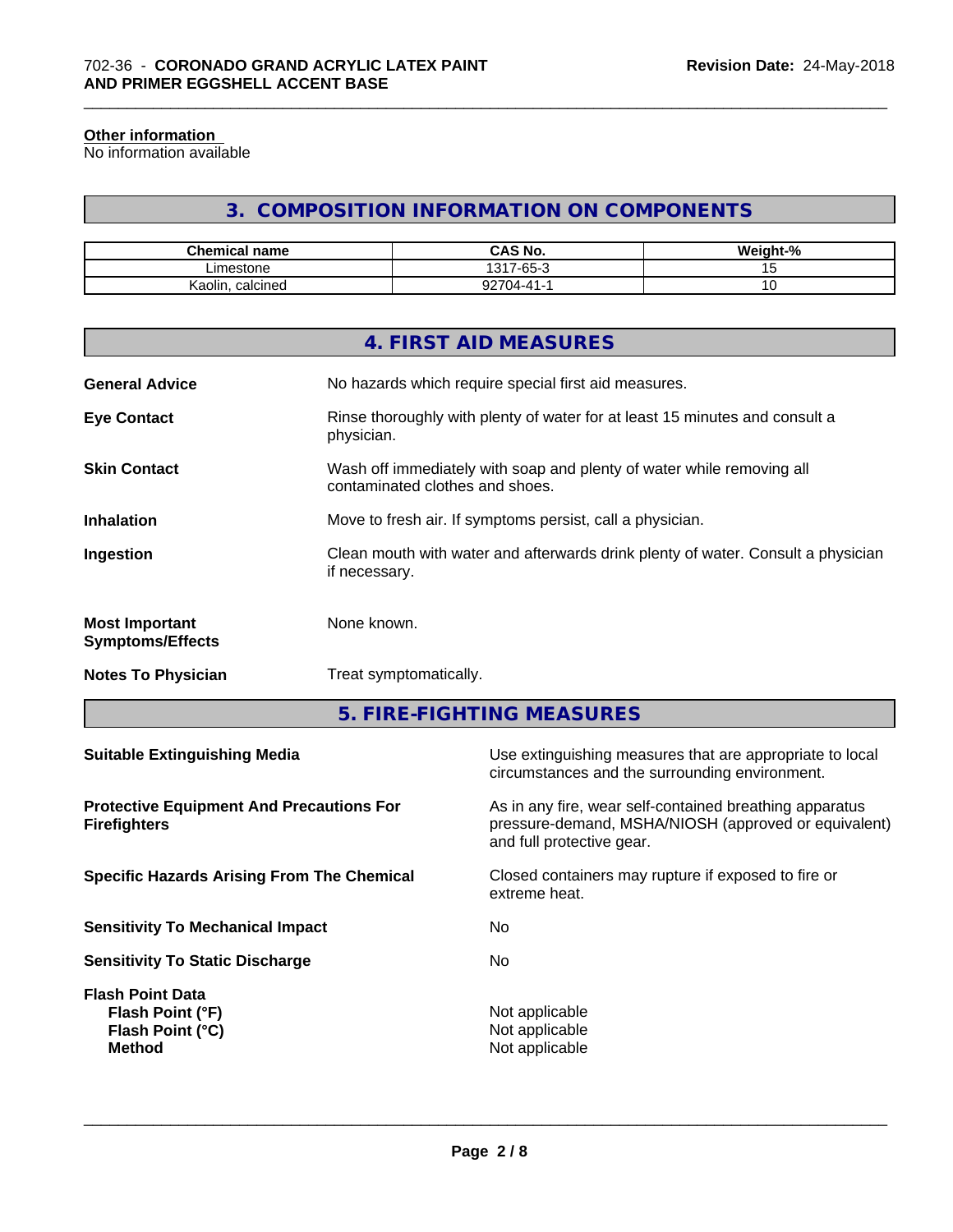#### Other information

No information available

## 3. COMPOSITION INFORMATION ON COMPONENTS

| Chemical name | CAS No. | Weight-% |
|---|---|---|
| Limestone | 1317-65-3 | 15 |
| Kaolin, calcined | 92704-41-1 | 10 |

## 4. FIRST AID MEASURES

**General Advice**
No hazards which require special first aid measures.

**Eye Contact**
Rinse thoroughly with plenty of water for at least 15 minutes and consult a physician.

**Skin Contact**
Wash off immediately with soap and plenty of water while removing all contaminated clothes and shoes.

**Inhalation**
Move to fresh air. If symptoms persist, call a physician.

**Ingestion**
Clean mouth with water and afterwards drink plenty of water. Consult a physician if necessary.

**Most Important Symptoms/Effects**
None known.

**Notes To Physician**
Treat symptomatically.

## 5. FIRE-FIGHTING MEASURES

**Suitable Extinguishing Media**
Use extinguishing measures that are appropriate to local circumstances and the surrounding environment.

**Protective Equipment And Precautions For Firefighters**
As in any fire, wear self-contained breathing apparatus pressure-demand, MSHA/NIOSH (approved or equivalent) and full protective gear.

**Specific Hazards Arising From The Chemical**
Closed containers may rupture if exposed to fire or extreme heat.

**Sensitivity To Mechanical Impact**
No

**Sensitivity To Static Discharge**
No

**Flash Point Data**
**Flash Point (°F)** Not applicable
**Flash Point (°C)** Not applicable
**Method** Not applicable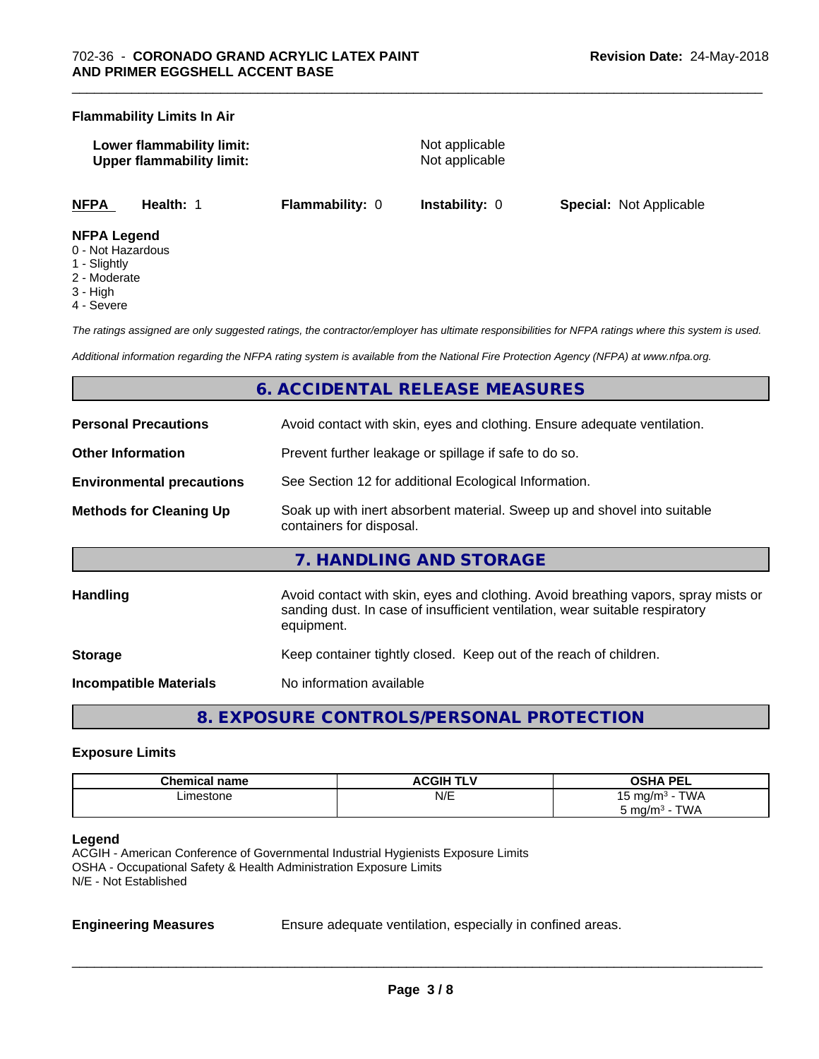**Flammability Limits In Air**

**Lower flammability limit:** Not applicable
**Upper flammability limit:** Not applicable

| **NFPA** | **Health:** 1 | **Flammability:** 0 | **Instability:** 0 | **Special:** Not Applicable |
|---|---|---|---|---|

**NFPA Legend**
0 - Not Hazardous
1 - Slightly
2 - Moderate
3 - High
4 - Severe

*The ratings assigned are only suggested ratings, the contractor/employer has ultimate responsibilities for NFPA ratings where this system is used.*

*Additional information regarding the NFPA rating system is available from the National Fire Protection Agency (NFPA) at www.nfpa.org.*

## 6. ACCIDENTAL RELEASE MEASURES

**Personal Precautions** Avoid contact with skin, eyes and clothing. Ensure adequate ventilation.

**Other Information** Prevent further leakage or spillage if safe to do so.

**Environmental precautions** See Section 12 for additional Ecological Information.

**Methods for Cleaning Up** Soak up with inert absorbent material. Sweep up and shovel into suitable containers for disposal.

## 7. HANDLING AND STORAGE

**Handling** Avoid contact with skin, eyes and clothing. Avoid breathing vapors, spray mists or sanding dust. In case of insufficient ventilation, wear suitable respiratory equipment.

**Storage** Keep container tightly closed. Keep out of the reach of children.

**Incompatible Materials** No information available

## 8. EXPOSURE CONTROLS/PERSONAL PROTECTION

**Exposure Limits**

| Chemical name | ACGIH TLV | OSHA PEL |
|---|---|---|
| Limestone | N/E | 15 mg/m³ - TWA<br>5 mg/m³ - TWA |

**Legend**
ACGIH - American Conference of Governmental Industrial Hygienists Exposure Limits
OSHA - Occupational Safety & Health Administration Exposure Limits
N/E - Not Established

**Engineering Measures** Ensure adequate ventilation, especially in confined areas.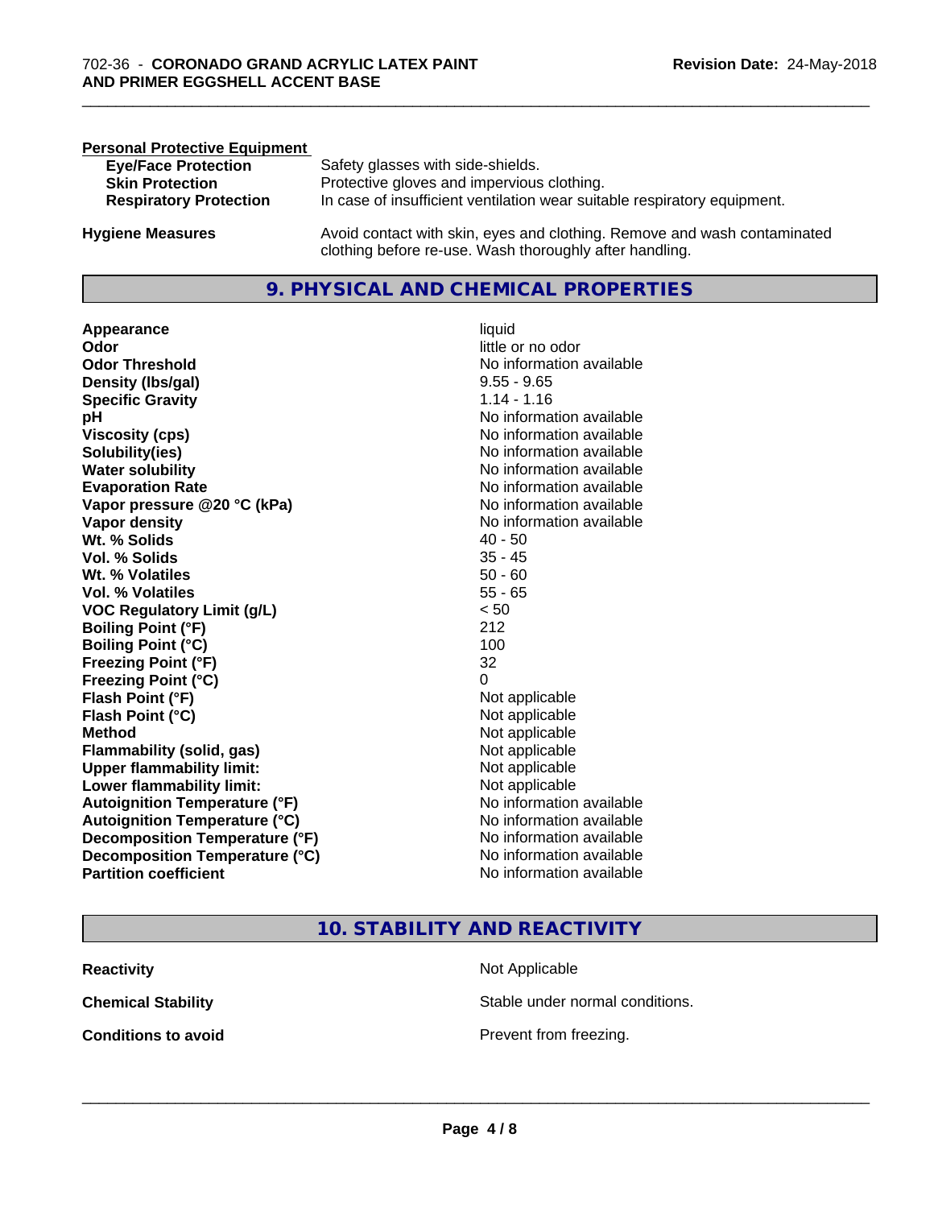**Personal Protective Equipment**

| | |
|---|---|
| **Eye/Face Protection** | Safety glasses with side-shields. |
| **Skin Protection** | Protective gloves and impervious clothing. |
| **Respiratory Protection** | In case of insufficient ventilation wear suitable respiratory equipment. |

**Hygiene Measures** — Avoid contact with skin, eyes and clothing. Remove and wash contaminated clothing before re-use. Wash thoroughly after handling.

## 9. PHYSICAL AND CHEMICAL PROPERTIES

| | |
|---|---|
| **Appearance** | liquid |
| **Odor** | little or no odor |
| **Odor Threshold** | No information available |
| **Density (lbs/gal)** | 9.55 - 9.65 |
| **Specific Gravity** | 1.14 - 1.16 |
| **pH** | No information available |
| **Viscosity (cps)** | No information available |
| **Solubility(ies)** | No information available |
| **Water solubility** | No information available |
| **Evaporation Rate** | No information available |
| **Vapor pressure @20 °C (kPa)** | No information available |
| **Vapor density** | No information available |
| **Wt. % Solids** | 40 - 50 |
| **Vol. % Solids** | 35 - 45 |
| **Wt. % Volatiles** | 50 - 60 |
| **Vol. % Volatiles** | 55 - 65 |
| **VOC Regulatory Limit (g/L)** | < 50 |
| **Boiling Point (°F)** | 212 |
| **Boiling Point (°C)** | 100 |
| **Freezing Point (°F)** | 32 |
| **Freezing Point (°C)** | 0 |
| **Flash Point (°F)** | Not applicable |
| **Flash Point (°C)** | Not applicable |
| **Method** | Not applicable |
| **Flammability (solid, gas)** | Not applicable |
| **Upper flammability limit:** | Not applicable |
| **Lower flammability limit:** | Not applicable |
| **Autoignition Temperature (°F)** | No information available |
| **Autoignition Temperature (°C)** | No information available |
| **Decomposition Temperature (°F)** | No information available |
| **Decomposition Temperature (°C)** | No information available |
| **Partition coefficient** | No information available |

## 10. STABILITY AND REACTIVITY

| | |
|---|---|
| **Reactivity** | Not Applicable |
| **Chemical Stability** | Stable under normal conditions. |
| **Conditions to avoid** | Prevent from freezing. |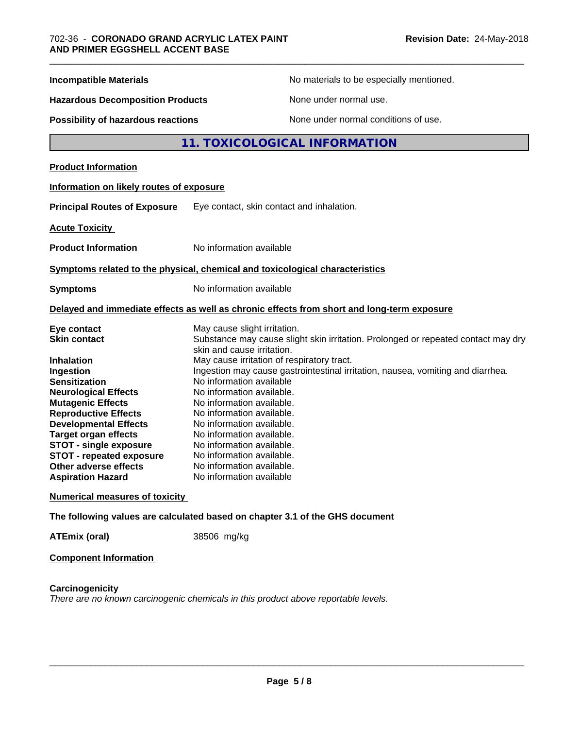| | |
|---|---|
| **Incompatible Materials** | No materials to be especially mentioned. |
| **Hazardous Decomposition Products** | None under normal use. |
| **Possibility of hazardous reactions** | None under normal conditions of use. |

## 11. TOXICOLOGICAL INFORMATION

**Product Information**

**Information on likely routes of exposure**

**Principal Routes of Exposure** Eye contact, skin contact and inhalation.

**Acute Toxicity**

**Product Information** No information available

**Symptoms related to the physical, chemical and toxicological characteristics**

**Symptoms** No information available

**Delayed and immediate effects as well as chronic effects from short and long-term exposure**

| | |
|---|---|
| **Eye contact** | May cause slight irritation. |
| **Skin contact** | Substance may cause slight skin irritation. Prolonged or repeated contact may dry skin and cause irritation. |
| **Inhalation** | May cause irritation of respiratory tract. |
| **Ingestion** | Ingestion may cause gastrointestinal irritation, nausea, vomiting and diarrhea. |
| **Sensitization** | No information available |
| **Neurological Effects** | No information available. |
| **Mutagenic Effects** | No information available. |
| **Reproductive Effects** | No information available. |
| **Developmental Effects** | No information available. |
| **Target organ effects** | No information available. |
| **STOT - single exposure** | No information available. |
| **STOT - repeated exposure** | No information available. |
| **Other adverse effects** | No information available. |
| **Aspiration Hazard** | No information available |

**Numerical measures of toxicity**

**The following values are calculated based on chapter 3.1 of the GHS document**

**ATEmix (oral)** 38506 mg/kg

**Component Information**

**Carcinogenicity**

*There are no known carcinogenic chemicals in this product above reportable levels.*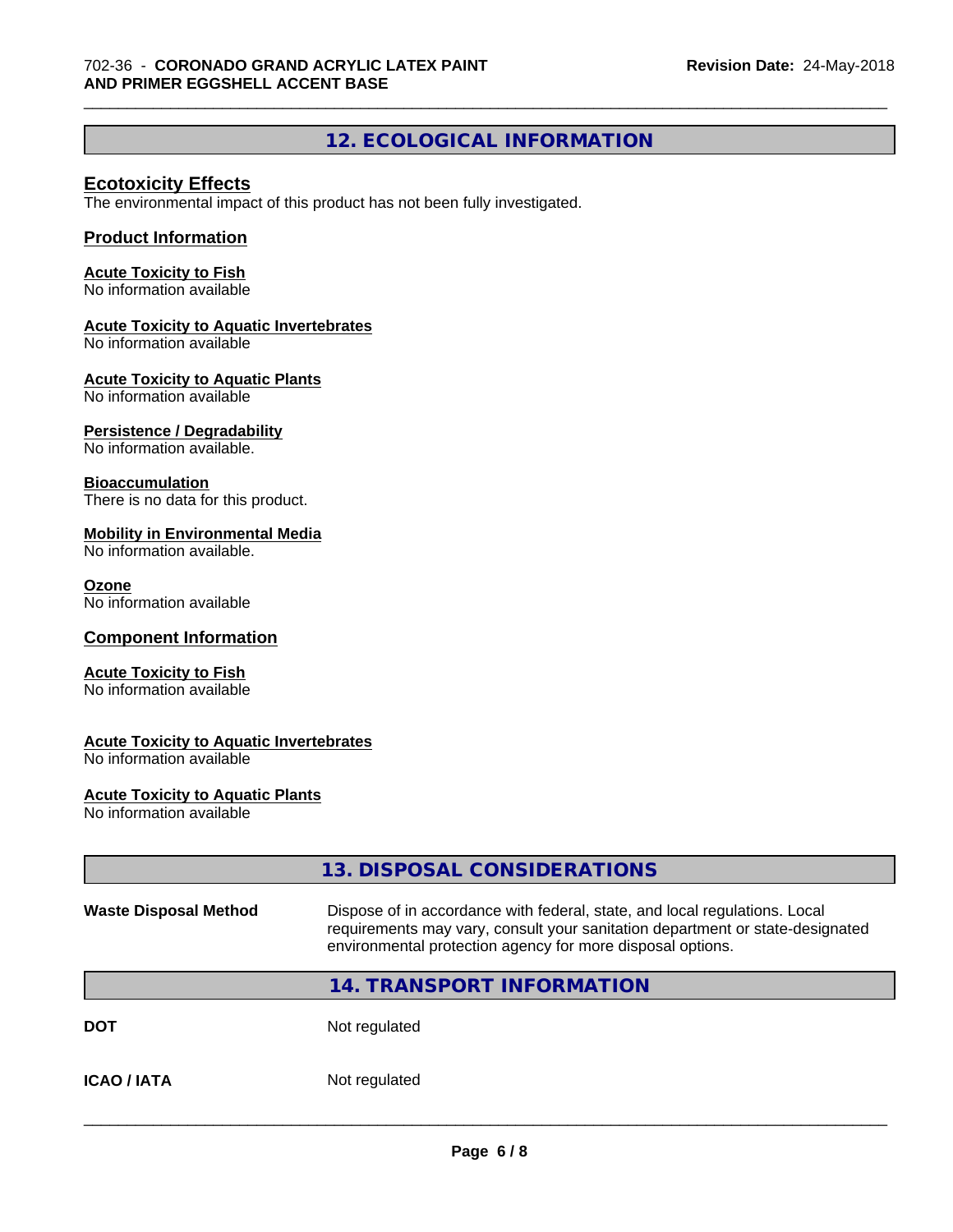## 12. ECOLOGICAL INFORMATION

### Ecotoxicity Effects

The environmental impact of this product has not been fully investigated.

### Product Information

**Acute Toxicity to Fish**
No information available

**Acute Toxicity to Aquatic Invertebrates**
No information available

**Acute Toxicity to Aquatic Plants**
No information available

**Persistence / Degradability**
No information available.

**Bioaccumulation**
There is no data for this product.

**Mobility in Environmental Media**
No information available.

**Ozone**
No information available

### Component Information

**Acute Toxicity to Fish**
No information available

**Acute Toxicity to Aquatic Invertebrates**
No information available

**Acute Toxicity to Aquatic Plants**
No information available

## 13. DISPOSAL CONSIDERATIONS

| | |
|---|---|
| **Waste Disposal Method** | Dispose of in accordance with federal, state, and local regulations. Local requirements may vary, consult your sanitation department or state-designated environmental protection agency for more disposal options. |

## 14. TRANSPORT INFORMATION

| | |
|---|---|
| **DOT** | Not regulated |
| **ICAO / IATA** | Not regulated |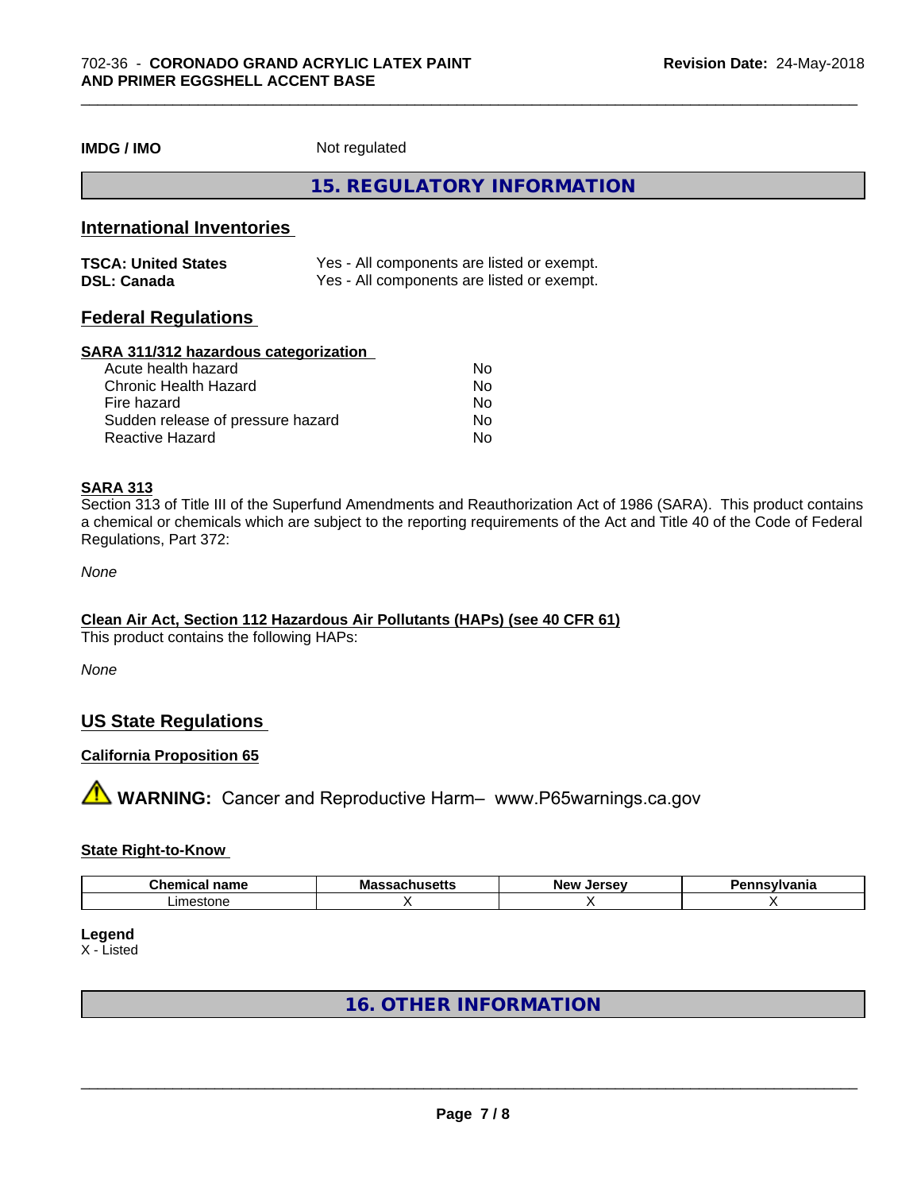**IMDG / IMO** Not regulated

## 15. REGULATORY INFORMATION

### International Inventories

| | |
|---|---|
| **TSCA: United States** | Yes - All components are listed or exempt. |
| **DSL: Canada** | Yes - All components are listed or exempt. |

### Federal Regulations

**SARA 311/312 hazardous categorization**

| | |
|---|---|
| Acute health hazard | No |
| Chronic Health Hazard | No |
| Fire hazard | No |
| Sudden release of pressure hazard | No |
| Reactive Hazard | No |

**SARA 313**

Section 313 of Title III of the Superfund Amendments and Reauthorization Act of 1986 (SARA). This product contains a chemical or chemicals which are subject to the reporting requirements of the Act and Title 40 of the Code of Federal Regulations, Part 372:

*None*

**Clean Air Act, Section 112 Hazardous Air Pollutants (HAPs) (see 40 CFR 61)**

This product contains the following HAPs:

*None*

### US State Regulations

**California Proposition 65**

⚠ **WARNING:** Cancer and Reproductive Harm– www.P65warnings.ca.gov

**State Right-to-Know**

| Chemical name | Massachusetts | New Jersey | Pennsylvania |
|---|---|---|---|
| Limestone | X | X | X |

**Legend**

X - Listed

## 16. OTHER INFORMATION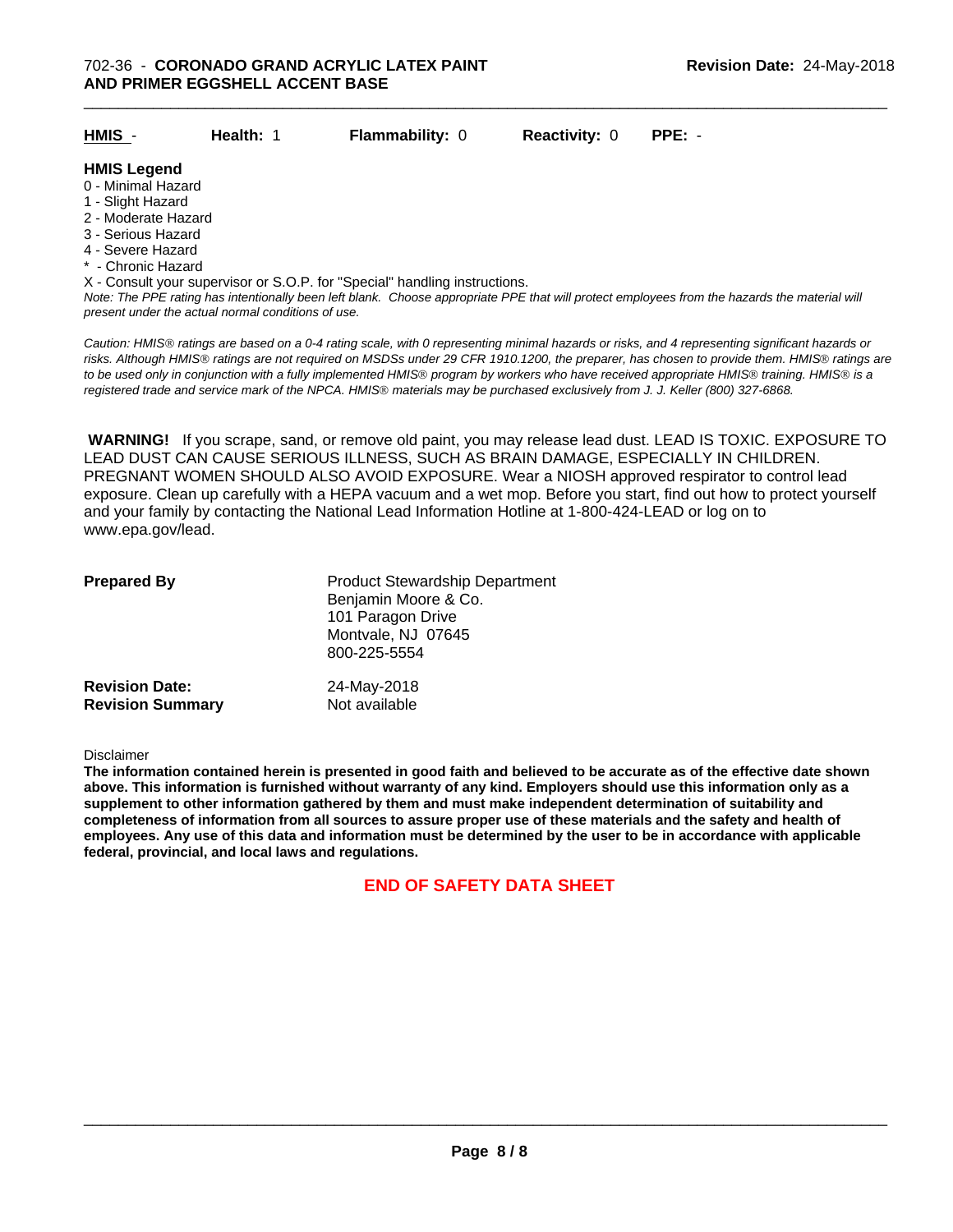| **HMIS** - | **Health:** 1 | **Flammability:** 0 | **Reactivity:** 0 | **PPE:** - |
|---|---|---|---|---|

**HMIS Legend**

0 - Minimal Hazard
1 - Slight Hazard
2 - Moderate Hazard
3 - Serious Hazard
4 - Severe Hazard
* - Chronic Hazard
X - Consult your supervisor or S.O.P. for "Special" handling instructions.

*Note: The PPE rating has intentionally been left blank. Choose appropriate PPE that will protect employees from the hazards the material will present under the actual normal conditions of use.*

*Caution: HMIS® ratings are based on a 0-4 rating scale, with 0 representing minimal hazards or risks, and 4 representing significant hazards or risks. Although HMIS® ratings are not required on MSDSs under 29 CFR 1910.1200, the preparer, has chosen to provide them. HMIS® ratings are to be used only in conjunction with a fully implemented HMIS® program by workers who have received appropriate HMIS® training. HMIS® is a registered trade and service mark of the NPCA. HMIS® materials may be purchased exclusively from J. J. Keller (800) 327-6868.*

**WARNING!** If you scrape, sand, or remove old paint, you may release lead dust. LEAD IS TOXIC. EXPOSURE TO LEAD DUST CAN CAUSE SERIOUS ILLNESS, SUCH AS BRAIN DAMAGE, ESPECIALLY IN CHILDREN. PREGNANT WOMEN SHOULD ALSO AVOID EXPOSURE. Wear a NIOSH approved respirator to control lead exposure. Clean up carefully with a HEPA vacuum and a wet mop. Before you start, find out how to protect yourself and your family by contacting the National Lead Information Hotline at 1-800-424-LEAD or log on to www.epa.gov/lead.

**Prepared By**
Product Stewardship Department
Benjamin Moore & Co.
101 Paragon Drive
Montvale, NJ 07645
800-225-5554

**Revision Date:** 24-May-2018
**Revision Summary** Not available

Disclaimer

**The information contained herein is presented in good faith and believed to be accurate as of the effective date shown above. This information is furnished without warranty of any kind. Employers should use this information only as a supplement to other information gathered by them and must make independent determination of suitability and completeness of information from all sources to assure proper use of these materials and the safety and health of employees. Any use of this data and information must be determined by the user to be in accordance with applicable federal, provincial, and local laws and regulations.**

**END OF SAFETY DATA SHEET**